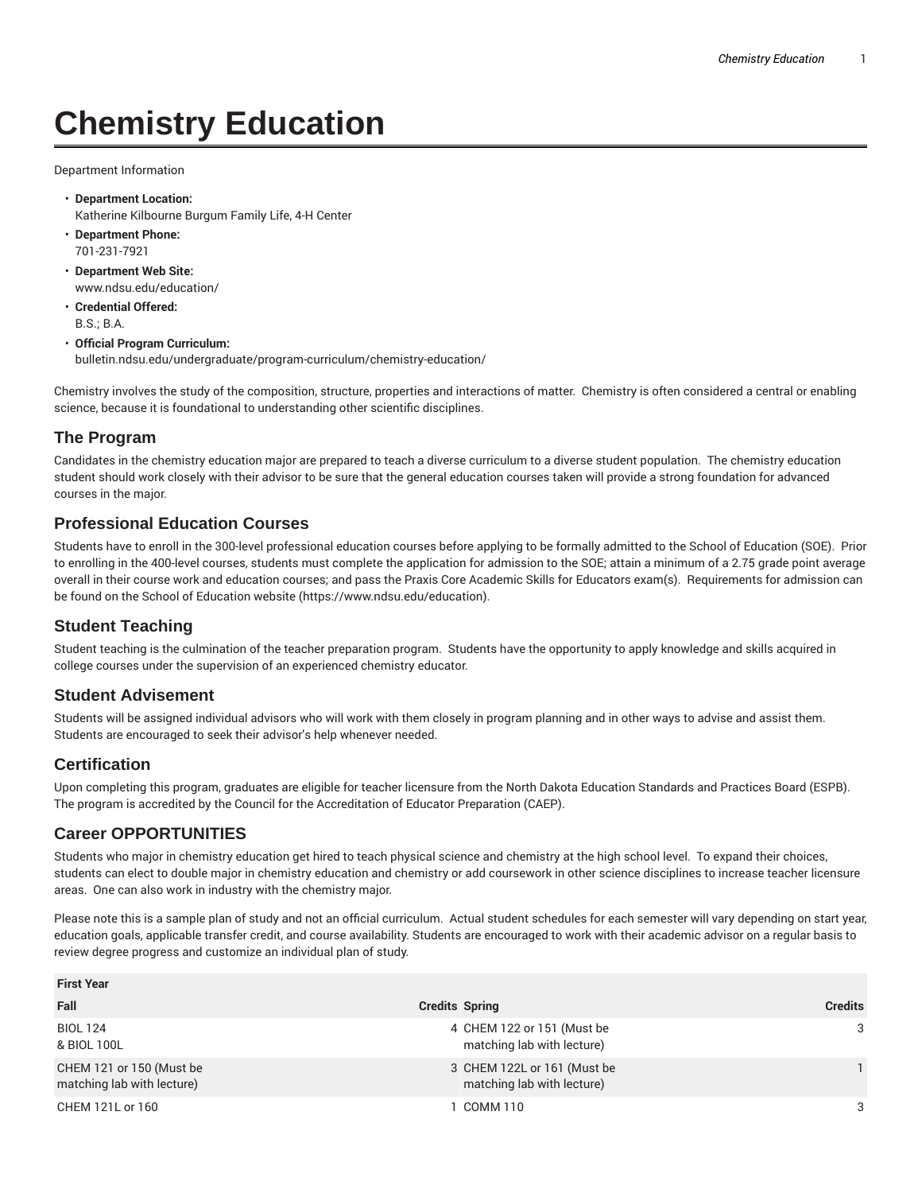# Chemistry Education

Department Information

- **Department Location:**
  Katherine Kilbourne Burgum Family Life, 4-H Center
- **Department Phone:**
  701-231-7921
- **Department Web Site:**
  www.ndsu.edu/education/
- **Credential Offered:**
  B.S.; B.A.
- **Official Program Curriculum:**
  bulletin.ndsu.edu/undergraduate/program-curriculum/chemistry-education/

Chemistry involves the study of the composition, structure, properties and interactions of matter. Chemistry is often considered a central or enabling science, because it is foundational to understanding other scientific disciplines.

## The Program

Candidates in the chemistry education major are prepared to teach a diverse curriculum to a diverse student population. The chemistry education student should work closely with their advisor to be sure that the general education courses taken will provide a strong foundation for advanced courses in the major.

## Professional Education Courses

Students have to enroll in the 300-level professional education courses before applying to be formally admitted to the School of Education (SOE). Prior to enrolling in the 400-level courses, students must complete the application for admission to the SOE; attain a minimum of a 2.75 grade point average overall in their course work and education courses; and pass the Praxis Core Academic Skills for Educators exam(s). Requirements for admission can be found on the School of Education website (https://www.ndsu.edu/education).

## Student Teaching

Student teaching is the culmination of the teacher preparation program. Students have the opportunity to apply knowledge and skills acquired in college courses under the supervision of an experienced chemistry educator.

## Student Advisement

Students will be assigned individual advisors who will work with them closely in program planning and in other ways to advise and assist them. Students are encouraged to seek their advisor's help whenever needed.

## Certification

Upon completing this program, graduates are eligible for teacher licensure from the North Dakota Education Standards and Practices Board (ESPB). The program is accredited by the Council for the Accreditation of Educator Preparation (CAEP).

## Career OPPORTUNITIES

Students who major in chemistry education get hired to teach physical science and chemistry at the high school level. To expand their choices, students can elect to double major in chemistry education and chemistry or add coursework in other science disciplines to increase teacher licensure areas. One can also work in industry with the chemistry major.

Please note this is a sample plan of study and not an official curriculum. Actual student schedules for each semester will vary depending on start year, education goals, applicable transfer credit, and course availability. Students are encouraged to work with their academic advisor on a regular basis to review degree progress and customize an individual plan of study.

| First Year | | | |
|---|---|---|---|
| **Fall** | **Credits** | **Spring** | **Credits** |
| BIOL 124 & BIOL 100L | 4 | CHEM 122 or 151 (Must be matching lab with lecture) | 3 |
| CHEM 121 or 150 (Must be matching lab with lecture) | 3 | CHEM 122L or 161 (Must be matching lab with lecture) | 1 |
| CHEM 121L or 160 | 1 | COMM 110 | 3 |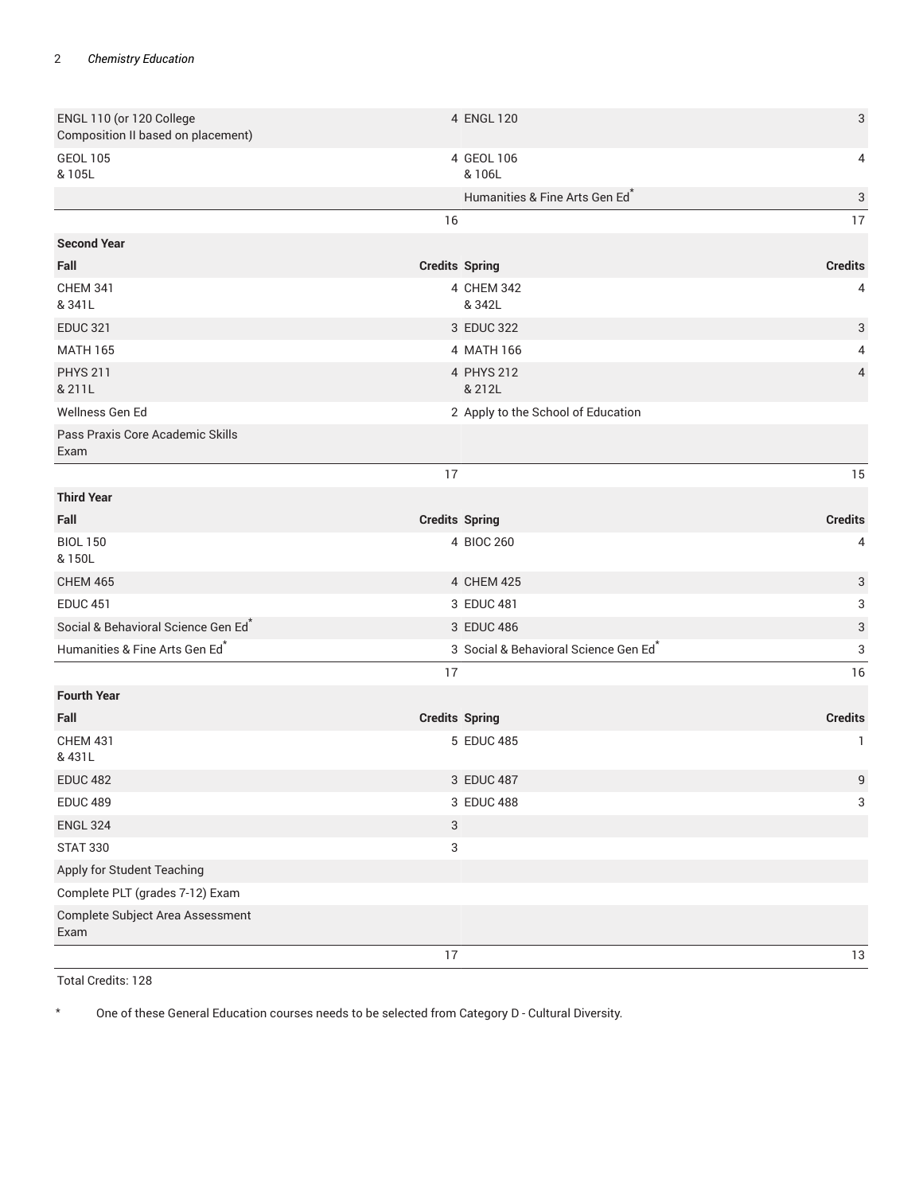| | | | |
|---|---|---|---|
| ENGL 110 (or 120 College Composition II based on placement) | 4 | ENGL 120 | 3 |
| GEOL 105 & 105L | 4 | GEOL 106 & 106L | 4 |
| | | Humanities & Fine Arts Gen Ed* | 3 |
| | 16 | | 17 |
| **Second Year** | | | |
| **Fall** | **Credits** | **Spring** | **Credits** |
| CHEM 341 & 341L | 4 | CHEM 342 & 342L | 4 |
| EDUC 321 | 3 | EDUC 322 | 3 |
| MATH 165 | 4 | MATH 166 | 4 |
| PHYS 211 & 211L | 4 | PHYS 212 & 212L | 4 |
| Wellness Gen Ed | 2 | Apply to the School of Education | |
| Pass Praxis Core Academic Skills Exam | | | |
| | 17 | | 15 |
| **Third Year** | | | |
| **Fall** | **Credits** | **Spring** | **Credits** |
| BIOL 150 & 150L | 4 | BIOC 260 | 4 |
| CHEM 465 | 4 | CHEM 425 | 3 |
| EDUC 451 | 3 | EDUC 481 | 3 |
| Social & Behavioral Science Gen Ed* | 3 | EDUC 486 | 3 |
| Humanities & Fine Arts Gen Ed* | 3 | Social & Behavioral Science Gen Ed* | 3 |
| | 17 | | 16 |
| **Fourth Year** | | | |
| **Fall** | **Credits** | **Spring** | **Credits** |
| CHEM 431 & 431L | 5 | EDUC 485 | 1 |
| EDUC 482 | 3 | EDUC 487 | 9 |
| EDUC 489 | 3 | EDUC 488 | 3 |
| ENGL 324 | 3 | | |
| STAT 330 | 3 | | |
| Apply for Student Teaching | | | |
| Complete PLT (grades 7-12) Exam | | | |
| Complete Subject Area Assessment Exam | | | |
| | 17 | | 13 |

Total Credits: 128

\* One of these General Education courses needs to be selected from Category D - Cultural Diversity.